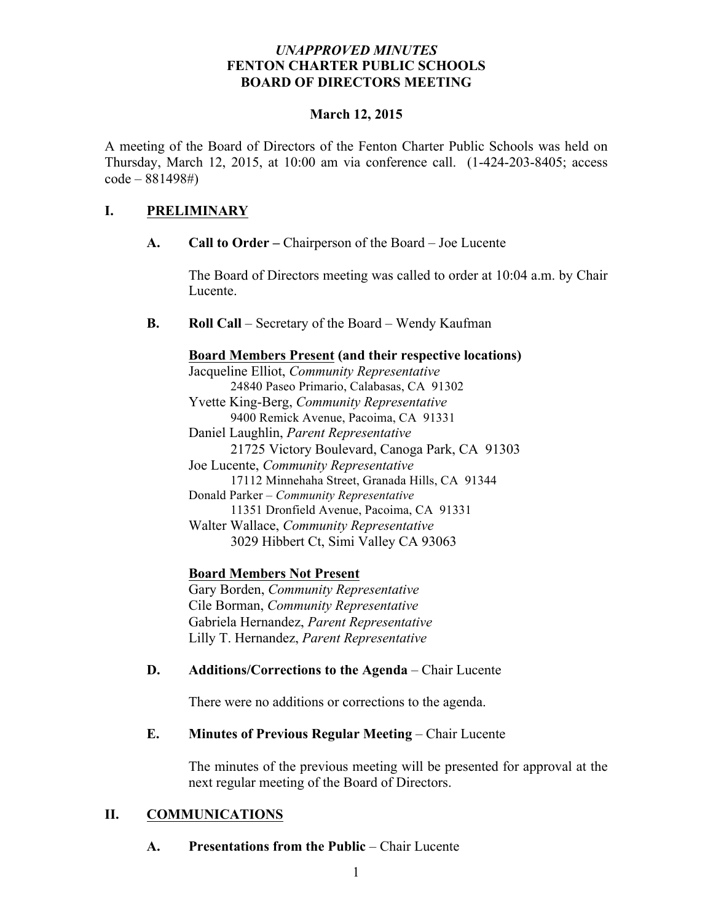*UNAPPROVED MINUTES*
**FENTON CHARTER PUBLIC SCHOOLS**
**BOARD OF DIRECTORS MEETING**

**March 12, 2015**

A meeting of the Board of Directors of the Fenton Charter Public Schools was held on Thursday, March 12, 2015, at 10:00 am via conference call. (1-424-203-8405; access code – 881498#)

## I. PRELIMINARY

**A. Call to Order –** Chairperson of the Board – Joe Lucente

The Board of Directors meeting was called to order at 10:04 a.m. by Chair Lucente.

**B. Roll Call** – Secretary of the Board – Wendy Kaufman

**Board Members Present (and their respective locations)**

Jacqueline Elliot, *Community Representative*
24840 Paseo Primario, Calabasas, CA 91302
Yvette King-Berg, *Community Representative*
9400 Remick Avenue, Pacoima, CA 91331
Daniel Laughlin, *Parent Representative*
21725 Victory Boulevard, Canoga Park, CA 91303
Joe Lucente, *Community Representative*
17112 Minnehaha Street, Granada Hills, CA 91344
Donald Parker – *Community Representative*
11351 Dronfield Avenue, Pacoima, CA 91331
Walter Wallace, *Community Representative*
3029 Hibbert Ct, Simi Valley CA 93063

**Board Members Not Present**

Gary Borden, *Community Representative*
Cile Borman, *Community Representative*
Gabriela Hernandez, *Parent Representative*
Lilly T. Hernandez, *Parent Representative*

**D. Additions/Corrections to the Agenda** – Chair Lucente

There were no additions or corrections to the agenda.

**E. Minutes of Previous Regular Meeting** – Chair Lucente

The minutes of the previous meeting will be presented for approval at the next regular meeting of the Board of Directors.

## II. COMMUNICATIONS

**A. Presentations from the Public** – Chair Lucente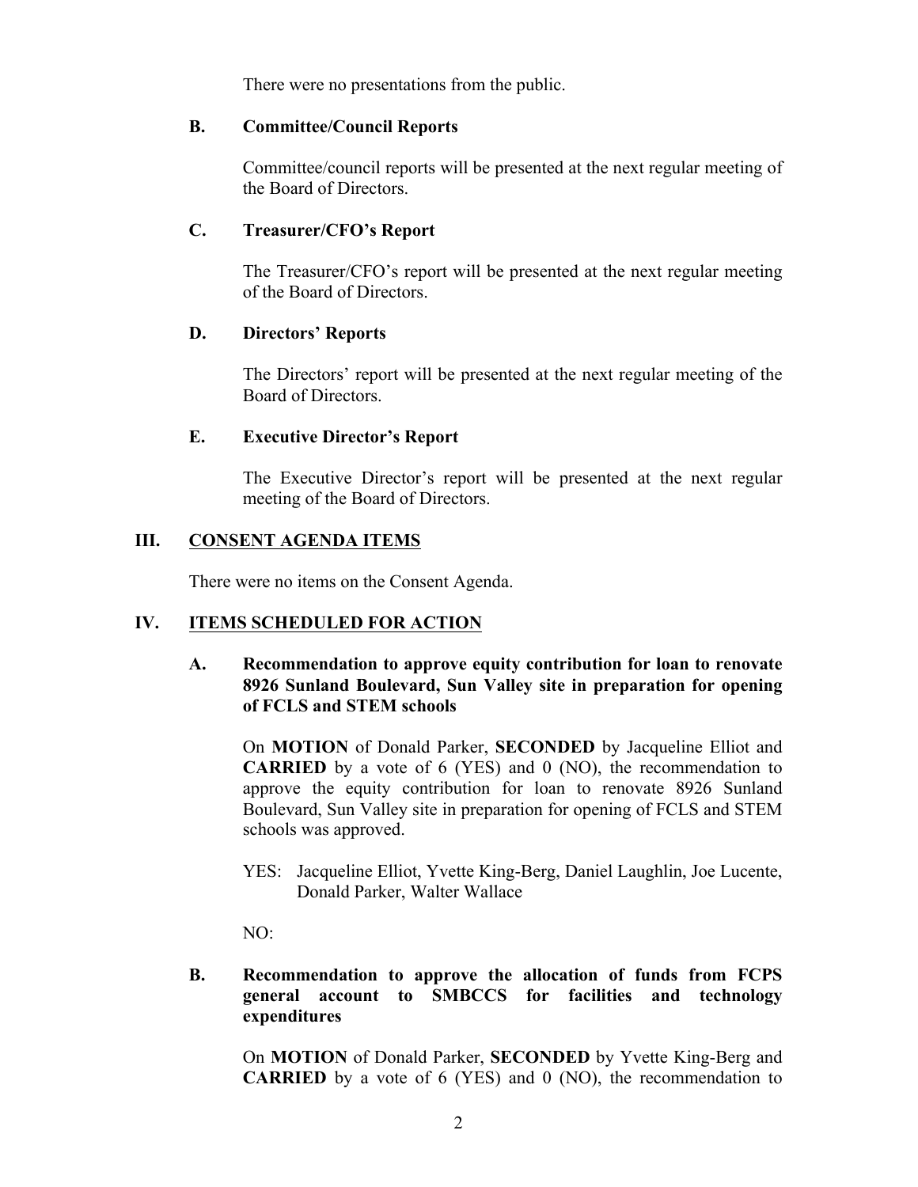There were no presentations from the public.

### B. Committee/Council Reports

Committee/council reports will be presented at the next regular meeting of the Board of Directors.

### C. Treasurer/CFO's Report

The Treasurer/CFO's report will be presented at the next regular meeting of the Board of Directors.

### D. Directors' Reports

The Directors' report will be presented at the next regular meeting of the Board of Directors.

### E. Executive Director's Report

The Executive Director's report will be presented at the next regular meeting of the Board of Directors.

## III. CONSENT AGENDA ITEMS

There were no items on the Consent Agenda.

## IV. ITEMS SCHEDULED FOR ACTION

### A. Recommendation to approve equity contribution for loan to renovate 8926 Sunland Boulevard, Sun Valley site in preparation for opening of FCLS and STEM schools

On **MOTION** of Donald Parker, **SECONDED** by Jacqueline Elliot and **CARRIED** by a vote of 6 (YES) and 0 (NO), the recommendation to approve the equity contribution for loan to renovate 8926 Sunland Boulevard, Sun Valley site in preparation for opening of FCLS and STEM schools was approved.

YES: Jacqueline Elliot, Yvette King-Berg, Daniel Laughlin, Joe Lucente, Donald Parker, Walter Wallace

NO:

### B. Recommendation to approve the allocation of funds from FCPS general account to SMBCCS for facilities and technology expenditures

On **MOTION** of Donald Parker, **SECONDED** by Yvette King-Berg and **CARRIED** by a vote of 6 (YES) and 0 (NO), the recommendation to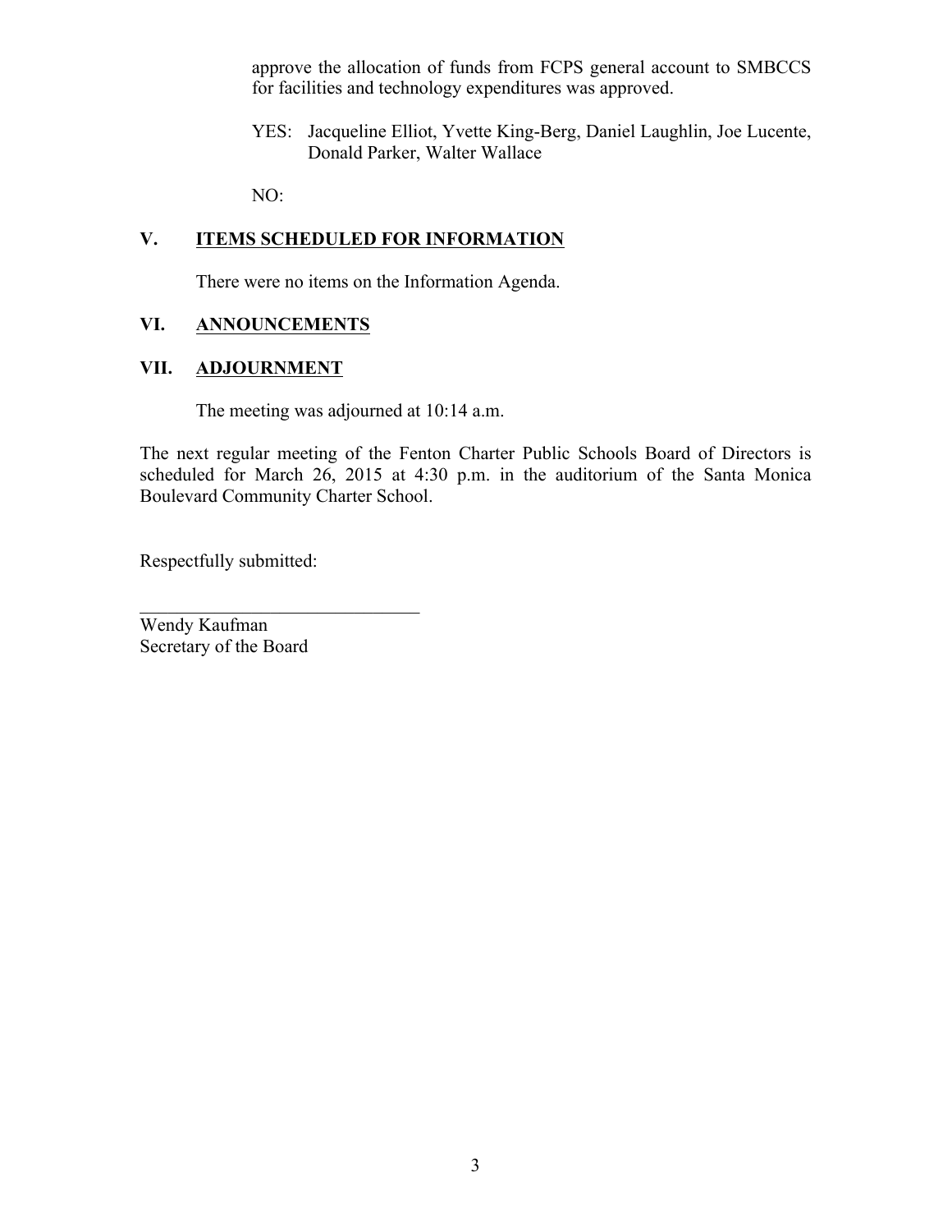approve the allocation of funds from FCPS general account to SMBCCS for facilities and technology expenditures was approved.

YES: Jacqueline Elliot, Yvette King-Berg, Daniel Laughlin, Joe Lucente, Donald Parker, Walter Wallace

NO:

## V. ITEMS SCHEDULED FOR INFORMATION

There were no items on the Information Agenda.

## VI. ANNOUNCEMENTS

## VII. ADJOURNMENT

The meeting was adjourned at 10:14 a.m.

The next regular meeting of the Fenton Charter Public Schools Board of Directors is scheduled for March 26, 2015 at 4:30 p.m. in the auditorium of the Santa Monica Boulevard Community Charter School.

Respectfully submitted:

\_\_\_\_\_\_\_\_\_\_\_\_\_\_\_\_\_\_\_\_\_\_\_\_\_\_\_\_\_\_\_

Wendy Kaufman
Secretary of the Board